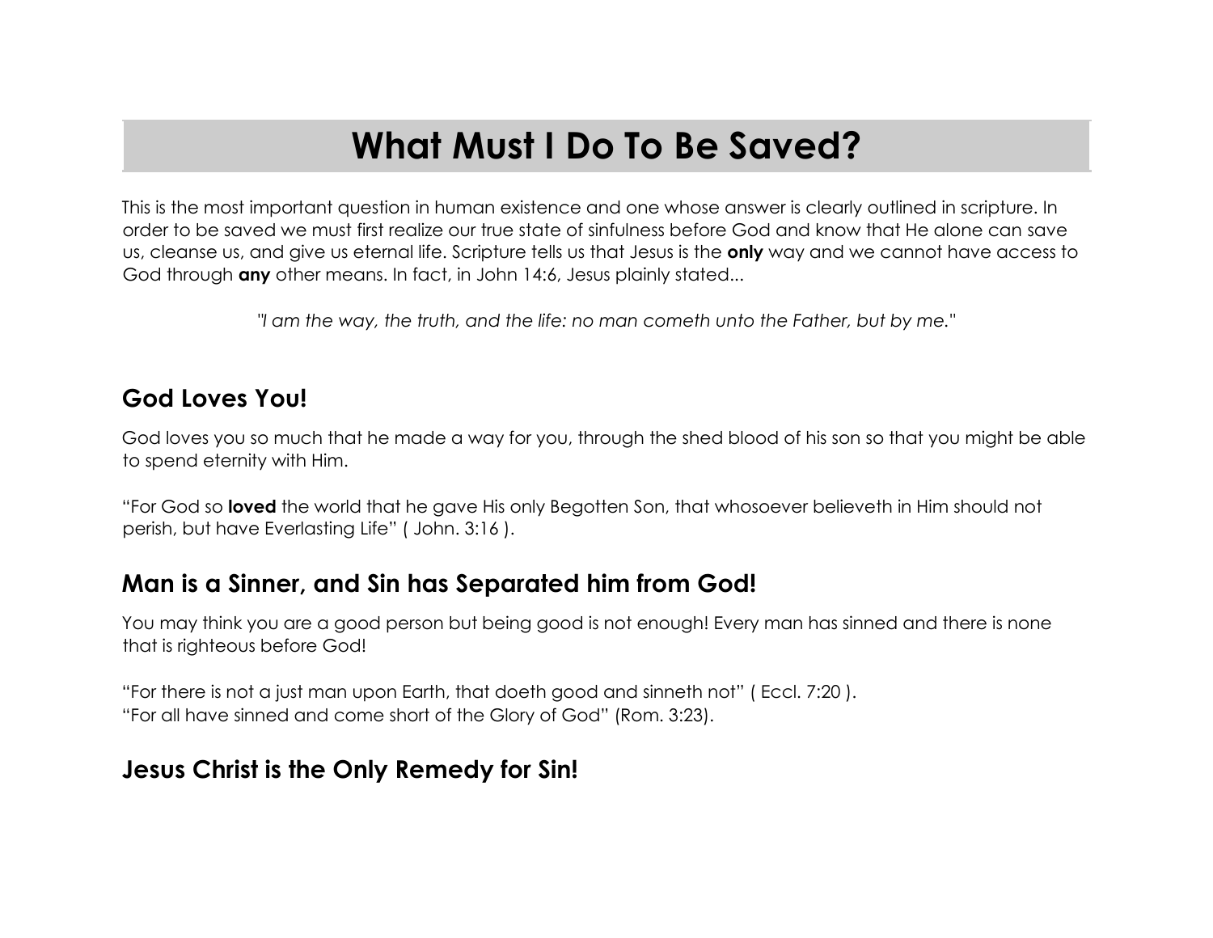# What Must I Do To Be Saved?

This is the most important question in human existence and one whose answer is clearly outlined in scripture. In order to be saved we must first realize our true state of sinfulness before God and know that He alone can save us, cleanse us, and give us eternal life. Scripture tells us that Jesus is the **only** way and we cannot have access to God through **any** other means. In fact, in John 14:6, Jesus plainly stated...

*"I am the way, the truth, and the life: no man cometh unto the Father, but by me."*

## God Loves You!

God loves you so much that he made a way for you, through the shed blood of his son so that you might be able to spend eternity with Him.

"For God so **loved** the world that he gave His only Begotten Son, that whosoever believeth in Him should not perish, but have Everlasting Life" ( John. 3:16 ).

## Man is a Sinner, and Sin has Separated him from God!

You may think you are a good person but being good is not enough! Every man has sinned and there is none that is righteous before God!

"For there is not a just man upon Earth, that doeth good and sinneth not" ( Eccl. 7:20 ).
"For all have sinned and come short of the Glory of God" (Rom. 3:23).

## Jesus Christ is the Only Remedy for Sin!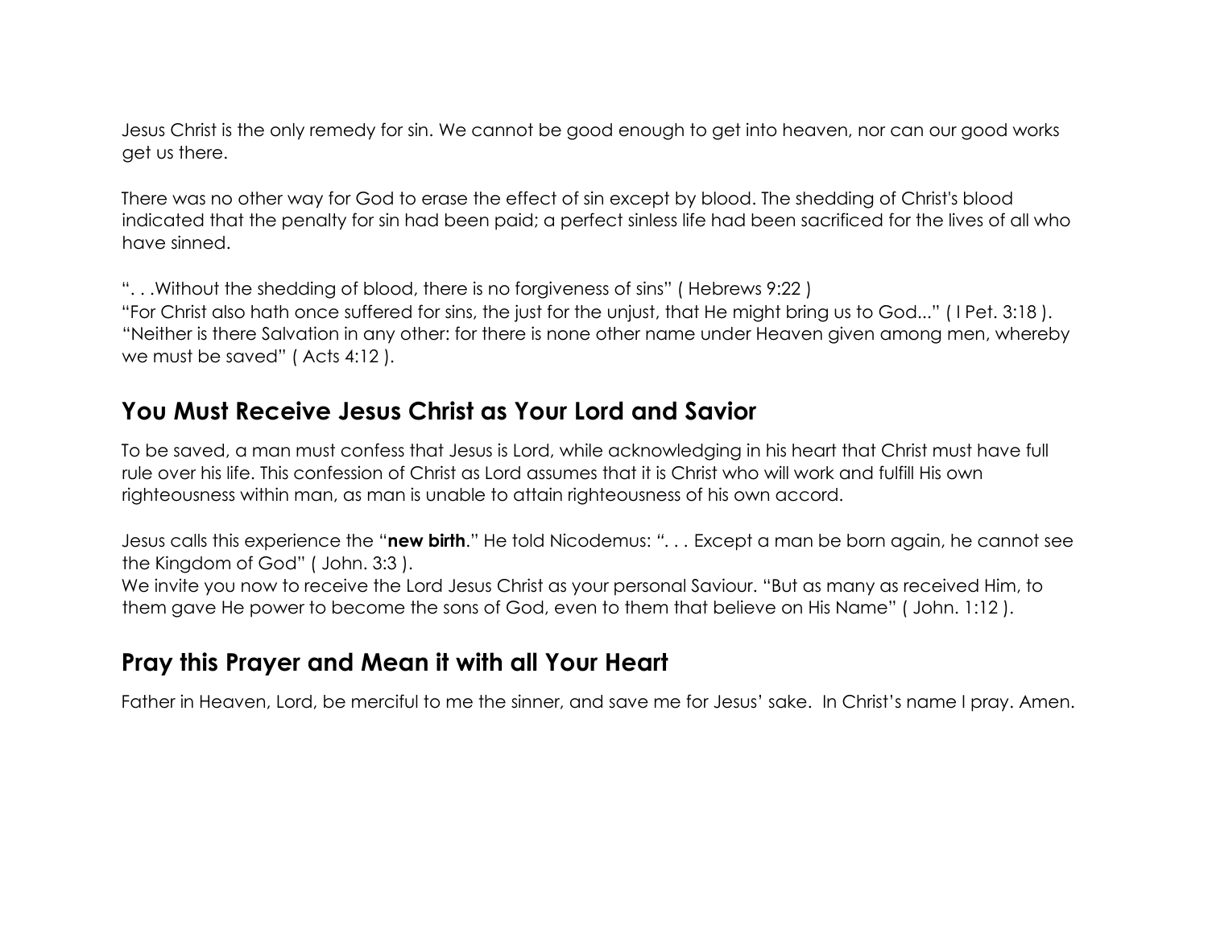Jesus Christ is the only remedy for sin. We cannot be good enough to get into heaven, nor can our good works get us there.

There was no other way for God to erase the effect of sin except by blood. The shedding of Christ's blood indicated that the penalty for sin had been paid; a perfect sinless life had been sacrificed for the lives of all who have sinned.

". . .Without the shedding of blood, there is no forgiveness of sins" ( Hebrews 9:22 )
"For Christ also hath once suffered for sins, the just for the unjust, that He might bring us to God..." ( I Pet. 3:18 ).
"Neither is there Salvation in any other: for there is none other name under Heaven given among men, whereby we must be saved" ( Acts 4:12 ).

## You Must Receive Jesus Christ as Your Lord and Savior

To be saved, a man must confess that Jesus is Lord, while acknowledging in his heart that Christ must have full rule over his life. This confession of Christ as Lord assumes that it is Christ who will work and fulfill His own righteousness within man, as man is unable to attain righteousness of his own accord.

Jesus calls this experience the "**new birth**." He told Nicodemus: ". . . Except a man be born again, he cannot see the Kingdom of God" ( John. 3:3 ).
We invite you now to receive the Lord Jesus Christ as your personal Saviour. "But as many as received Him, to them gave He power to become the sons of God, even to them that believe on His Name" ( John. 1:12 ).

## Pray this Prayer and Mean it with all Your Heart

Father in Heaven, Lord, be merciful to me the sinner, and save me for Jesus' sake. In Christ's name I pray. Amen.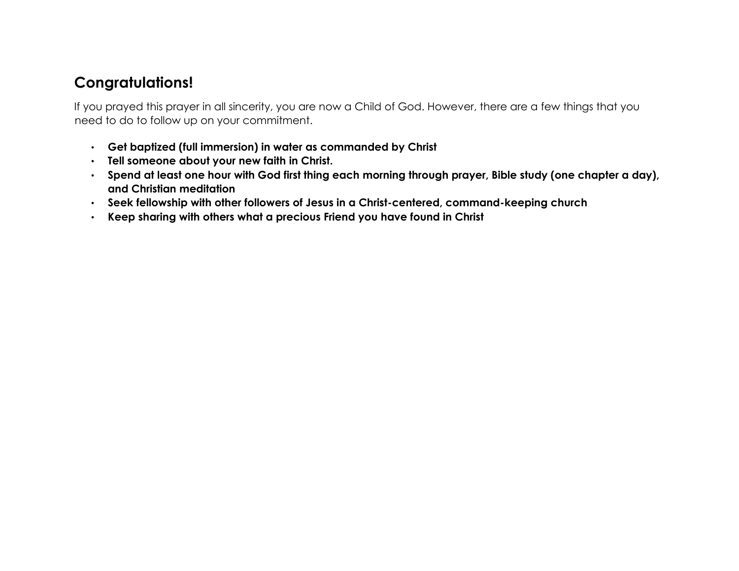## Congratulations!

If you prayed this prayer in all sincerity, you are now a Child of God. However, there are a few things that you need to do to follow up on your commitment.

- **Get baptized (full immersion) in water as commanded by Christ**
- **Tell someone about your new faith in Christ.**
- **Spend at least one hour with God first thing each morning through prayer, Bible study (one chapter a day), and Christian meditation**
- **Seek fellowship with other followers of Jesus in a Christ-centered, command-keeping church**
- **Keep sharing with others what a precious Friend you have found in Christ**